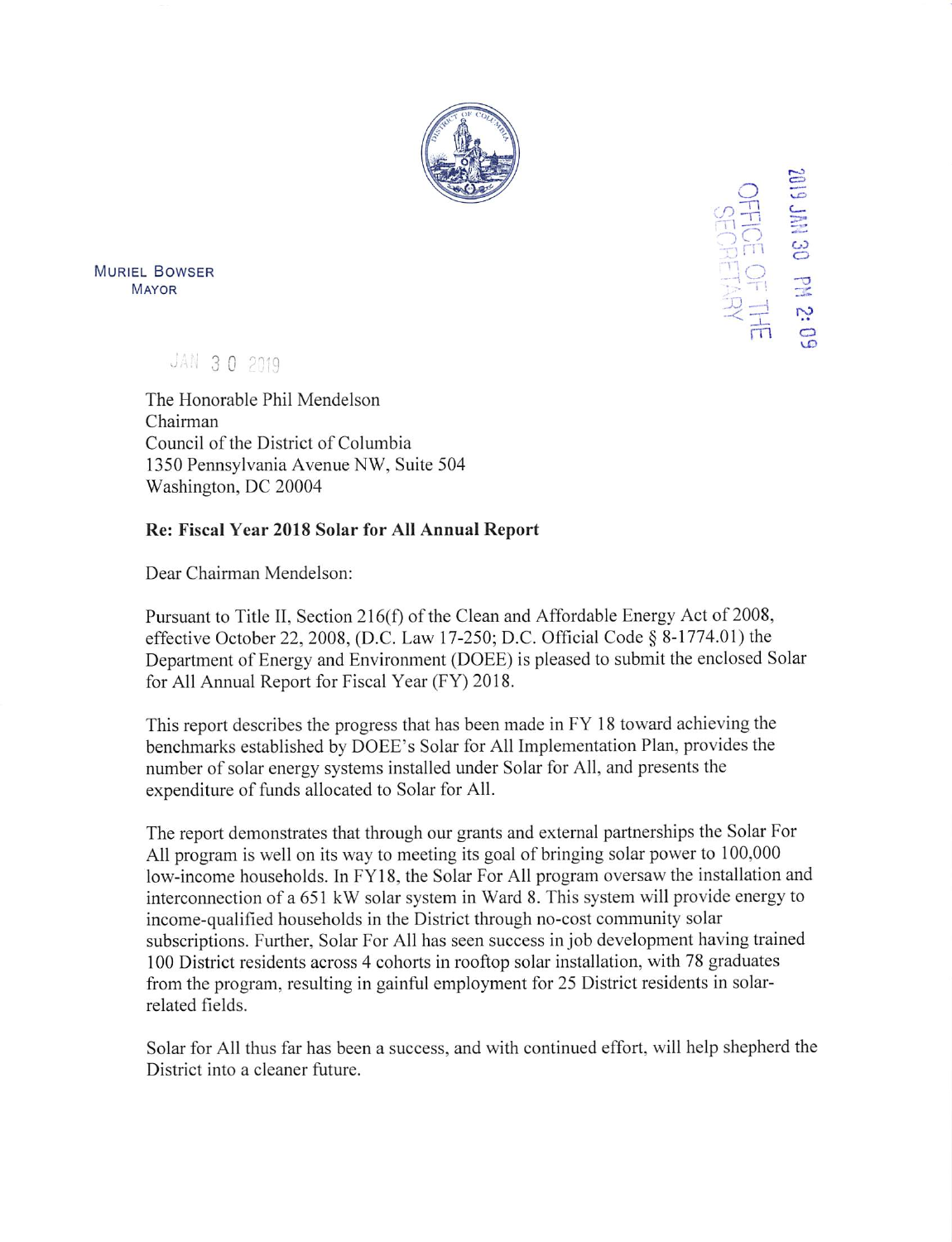MURIEL BOWSER
MAYOR

2019 JAN 30 PM 2:09
OFFICE OF THE SECRETARY

JAN 30 2019

The Honorable Phil Mendelson
Chairman
Council of the District of Columbia
1350 Pennsylvania Avenue NW, Suite 504
Washington, DC 20004

**Re: Fiscal Year 2018 Solar for All Annual Report**

Dear Chairman Mendelson:

Pursuant to Title II, Section 216(f) of the Clean and Affordable Energy Act of 2008, effective October 22, 2008, (D.C. Law 17-250; D.C. Official Code § 8-1774.01) the Department of Energy and Environment (DOEE) is pleased to submit the enclosed Solar for All Annual Report for Fiscal Year (FY) 2018.

This report describes the progress that has been made in FY 18 toward achieving the benchmarks established by DOEE's Solar for All Implementation Plan, provides the number of solar energy systems installed under Solar for All, and presents the expenditure of funds allocated to Solar for All.

The report demonstrates that through our grants and external partnerships the Solar For All program is well on its way to meeting its goal of bringing solar power to 100,000 low-income households. In FY18, the Solar For All program oversaw the installation and interconnection of a 651 kW solar system in Ward 8. This system will provide energy to income-qualified households in the District through no-cost community solar subscriptions. Further, Solar For All has seen success in job development having trained 100 District residents across 4 cohorts in rooftop solar installation, with 78 graduates from the program, resulting in gainful employment for 25 District residents in solar-related fields.

Solar for All thus far has been a success, and with continued effort, will help shepherd the District into a cleaner future.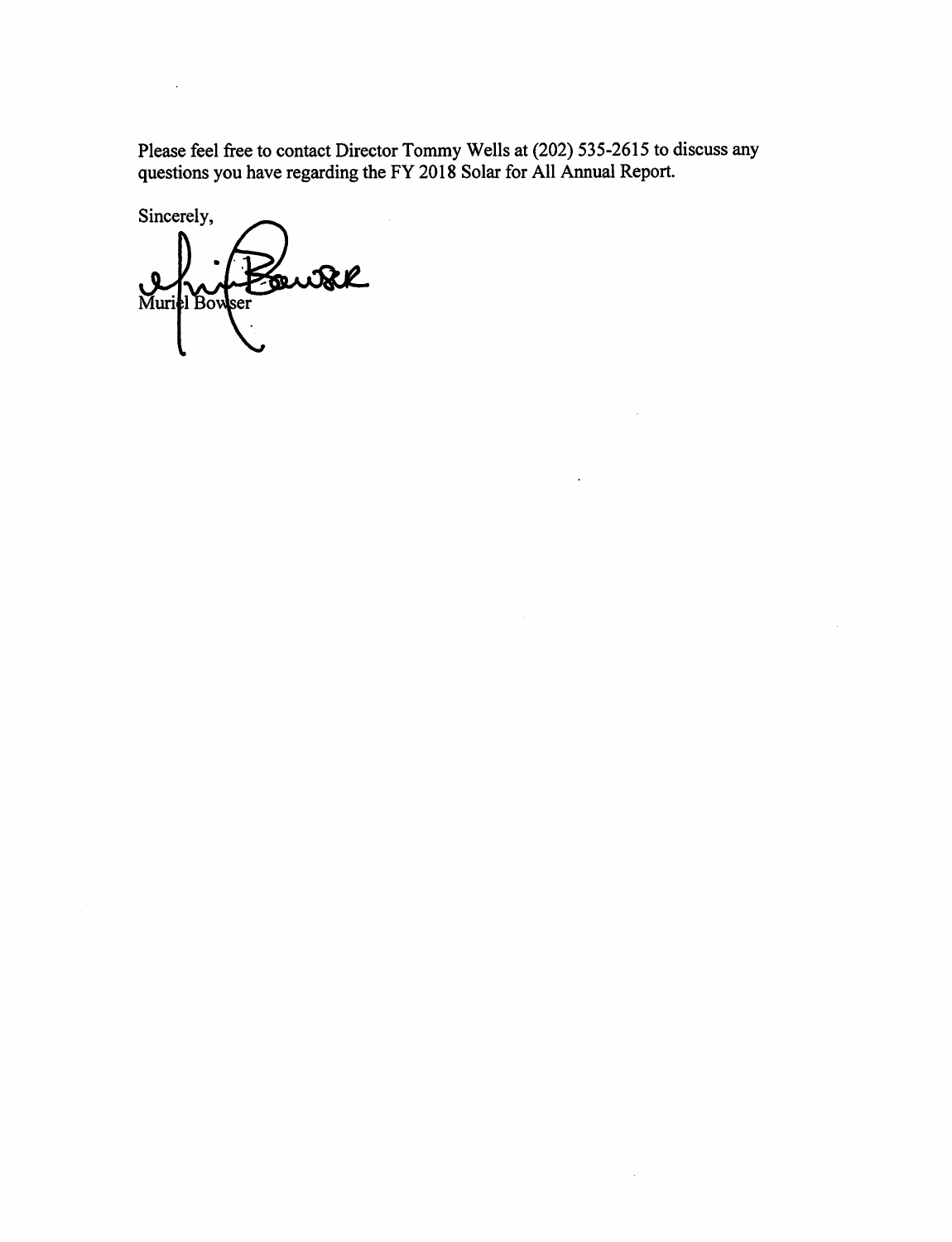Please feel free to contact Director Tommy Wells at (202) 535-2615 to discuss any questions you have regarding the FY 2018 Solar for All Annual Report.

Sincerely,

Muriel Bowser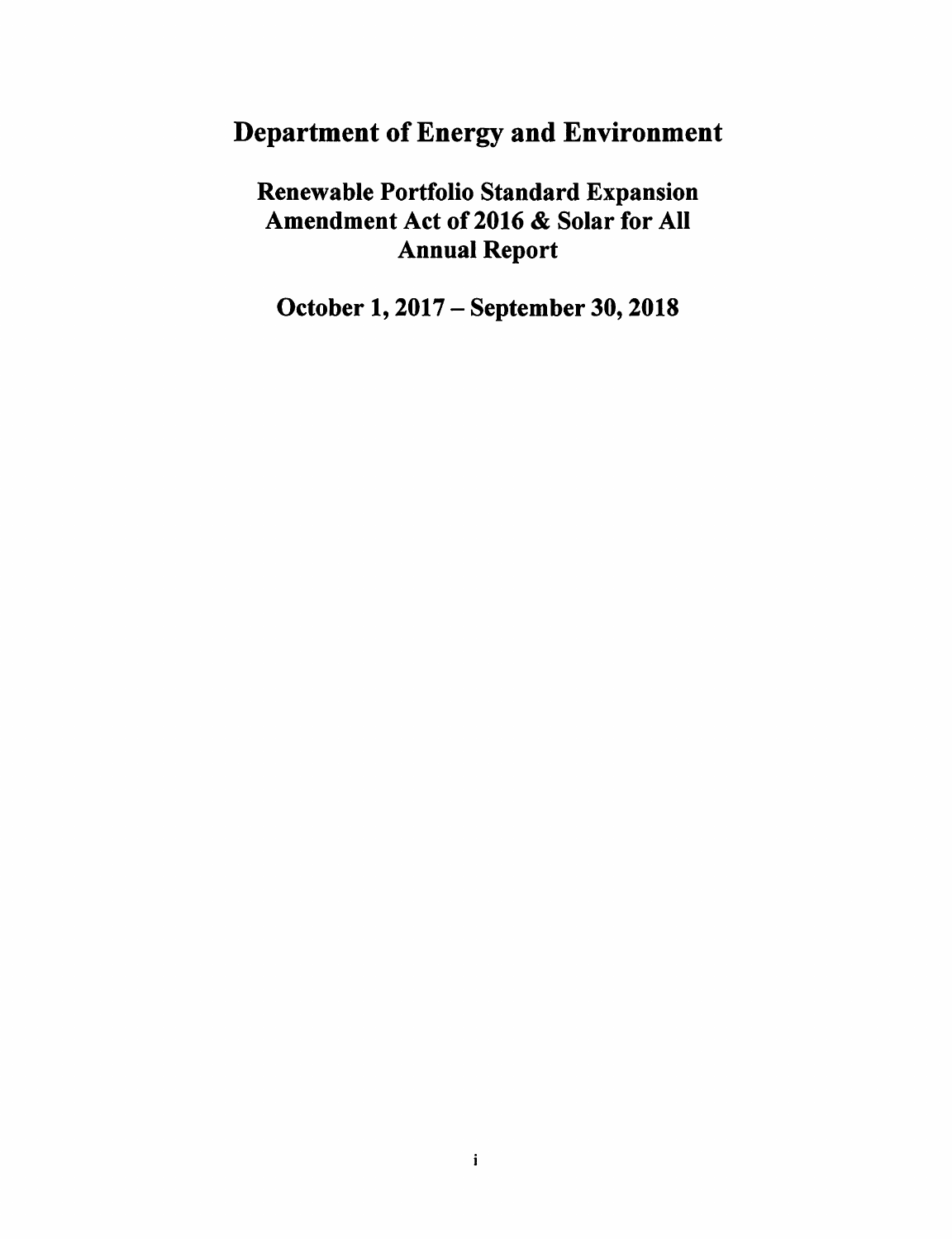# Department of Energy and Environment

## Renewable Portfolio Standard Expansion Amendment Act of 2016 & Solar for All Annual Report

## October 1, 2017 – September 30, 2018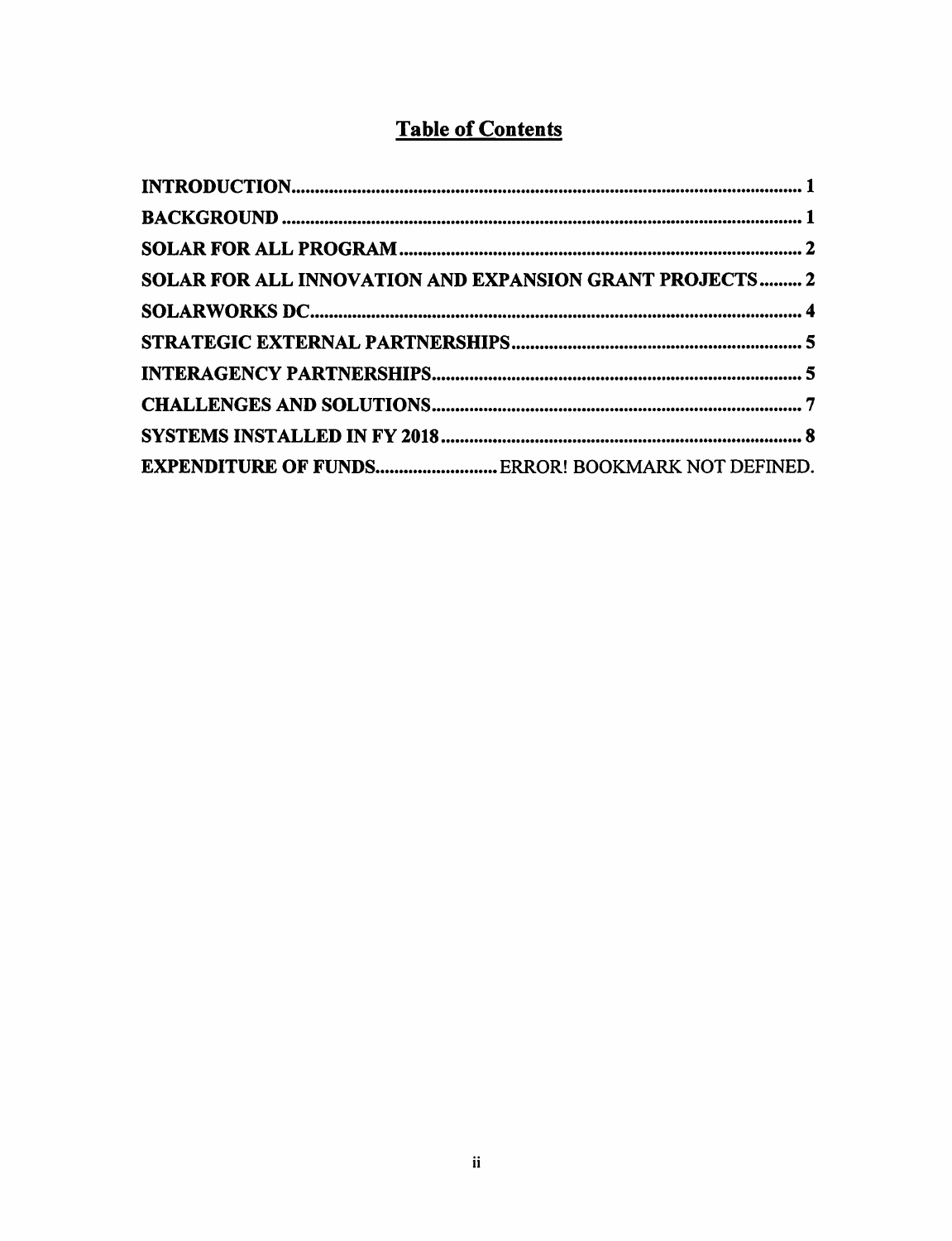# Table of Contents

**INTRODUCTION** ............................................................. **1**

**BACKGROUND** ............................................................. **1**

**SOLAR FOR ALL PROGRAM** ............................................................. **2**

**SOLAR FOR ALL INNOVATION AND EXPANSION GRANT PROJECTS** ......... **2**

**SOLARWORKS DC** ............................................................. **4**

**STRATEGIC EXTERNAL PARTNERSHIPS** ............................................................. **5**

**INTERAGENCY PARTNERSHIPS** ............................................................. **5**

**CHALLENGES AND SOLUTIONS** ............................................................. **7**

**SYSTEMS INSTALLED IN FY 2018** ............................................................. **8**

**EXPENDITURE OF FUNDS** .......................... ERROR! BOOKMARK NOT DEFINED.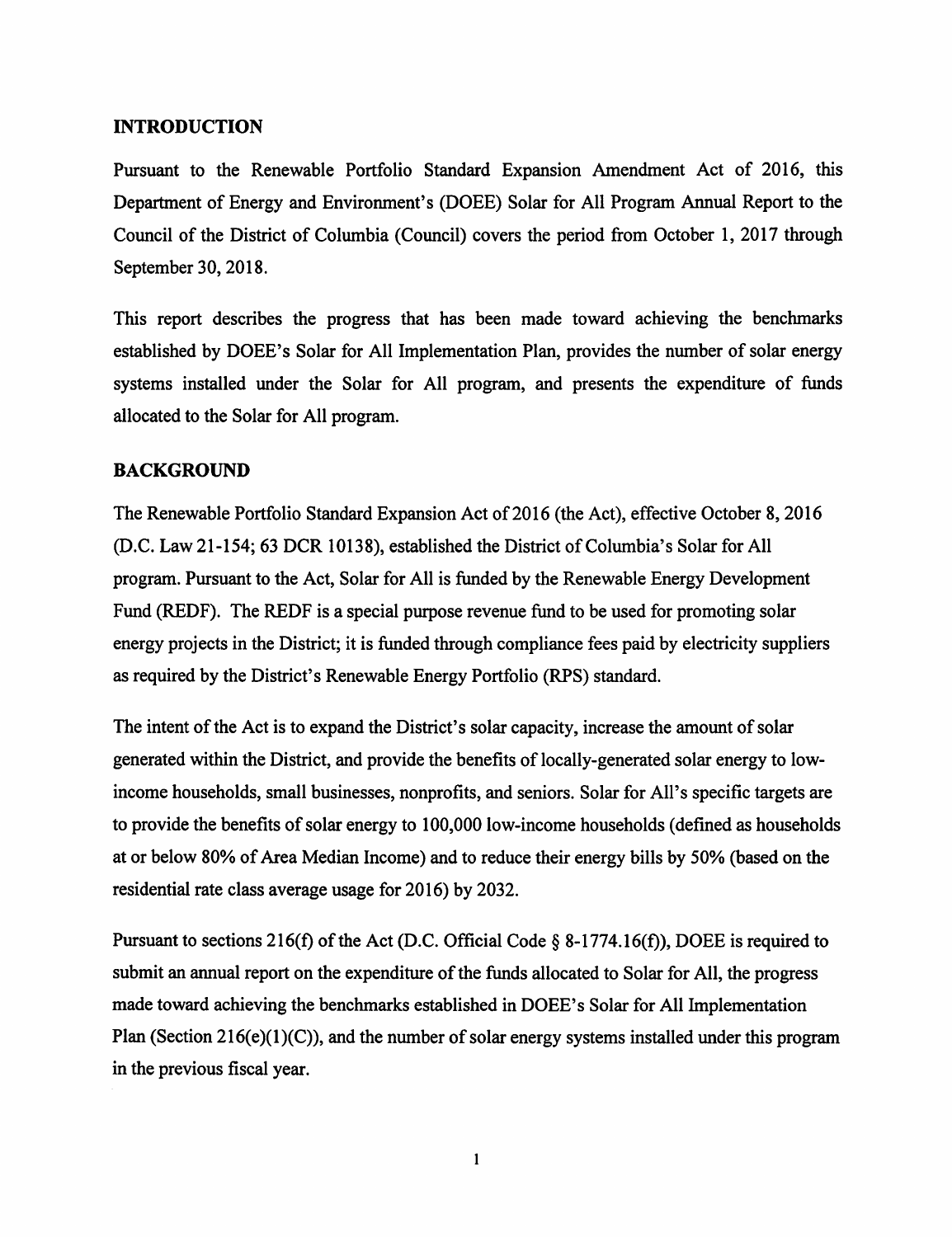## INTRODUCTION

Pursuant to the Renewable Portfolio Standard Expansion Amendment Act of 2016, this Department of Energy and Environment's (DOEE) Solar for All Program Annual Report to the Council of the District of Columbia (Council) covers the period from October 1, 2017 through September 30, 2018.

This report describes the progress that has been made toward achieving the benchmarks established by DOEE's Solar for All Implementation Plan, provides the number of solar energy systems installed under the Solar for All program, and presents the expenditure of funds allocated to the Solar for All program.

## BACKGROUND

The Renewable Portfolio Standard Expansion Act of 2016 (the Act), effective October 8, 2016 (D.C. Law 21-154; 63 DCR 10138), established the District of Columbia's Solar for All program. Pursuant to the Act, Solar for All is funded by the Renewable Energy Development Fund (REDF). The REDF is a special purpose revenue fund to be used for promoting solar energy projects in the District; it is funded through compliance fees paid by electricity suppliers as required by the District's Renewable Energy Portfolio (RPS) standard.

The intent of the Act is to expand the District's solar capacity, increase the amount of solar generated within the District, and provide the benefits of locally-generated solar energy to low-income households, small businesses, nonprofits, and seniors. Solar for All's specific targets are to provide the benefits of solar energy to 100,000 low-income households (defined as households at or below 80% of Area Median Income) and to reduce their energy bills by 50% (based on the residential rate class average usage for 2016) by 2032.

Pursuant to sections 216(f) of the Act (D.C. Official Code § 8-1774.16(f)), DOEE is required to submit an annual report on the expenditure of the funds allocated to Solar for All, the progress made toward achieving the benchmarks established in DOEE's Solar for All Implementation Plan (Section 216(e)(1)(C)), and the number of solar energy systems installed under this program in the previous fiscal year.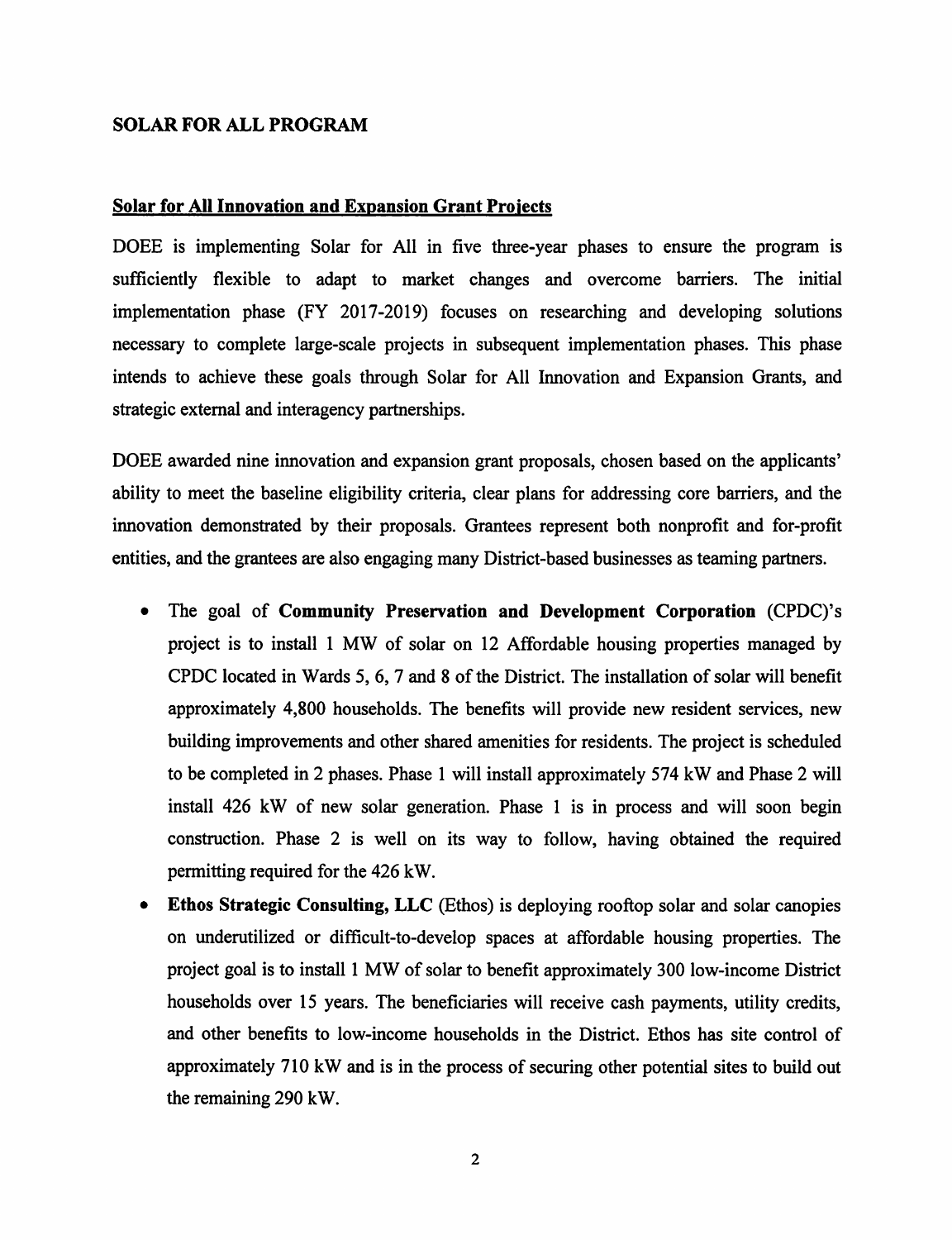## SOLAR FOR ALL PROGRAM

### Solar for All Innovation and Expansion Grant Projects

DOEE is implementing Solar for All in five three-year phases to ensure the program is sufficiently flexible to adapt to market changes and overcome barriers. The initial implementation phase (FY 2017-2019) focuses on researching and developing solutions necessary to complete large-scale projects in subsequent implementation phases. This phase intends to achieve these goals through Solar for All Innovation and Expansion Grants, and strategic external and interagency partnerships.

DOEE awarded nine innovation and expansion grant proposals, chosen based on the applicants' ability to meet the baseline eligibility criteria, clear plans for addressing core barriers, and the innovation demonstrated by their proposals. Grantees represent both nonprofit and for-profit entities, and the grantees are also engaging many District-based businesses as teaming partners.

- The goal of **Community Preservation and Development Corporation** (CPDC)'s project is to install 1 MW of solar on 12 Affordable housing properties managed by CPDC located in Wards 5, 6, 7 and 8 of the District. The installation of solar will benefit approximately 4,800 households. The benefits will provide new resident services, new building improvements and other shared amenities for residents. The project is scheduled to be completed in 2 phases. Phase 1 will install approximately 574 kW and Phase 2 will install 426 kW of new solar generation. Phase 1 is in process and will soon begin construction. Phase 2 is well on its way to follow, having obtained the required permitting required for the 426 kW.
- **Ethos Strategic Consulting, LLC** (Ethos) is deploying rooftop solar and solar canopies on underutilized or difficult-to-develop spaces at affordable housing properties. The project goal is to install 1 MW of solar to benefit approximately 300 low-income District households over 15 years. The beneficiaries will receive cash payments, utility credits, and other benefits to low-income households in the District. Ethos has site control of approximately 710 kW and is in the process of securing other potential sites to build out the remaining 290 kW.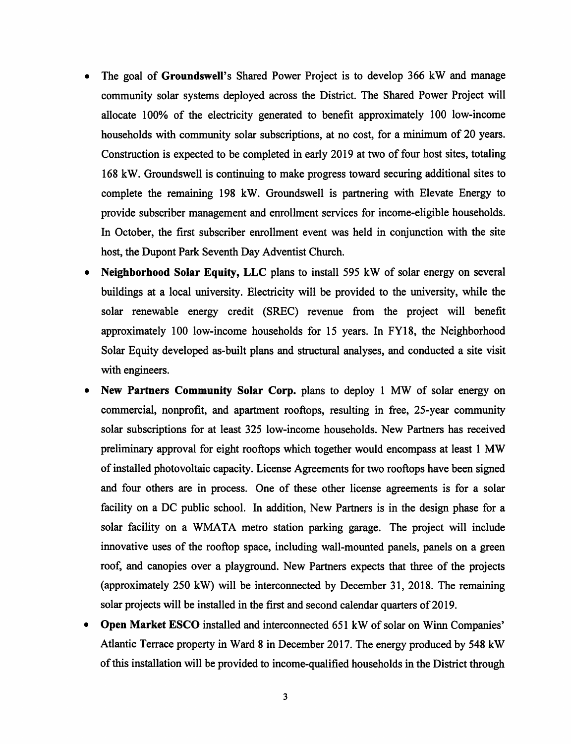- The goal of **Groundswell**'s Shared Power Project is to develop 366 kW and manage community solar systems deployed across the District. The Shared Power Project will allocate 100% of the electricity generated to benefit approximately 100 low-income households with community solar subscriptions, at no cost, for a minimum of 20 years. Construction is expected to be completed in early 2019 at two of four host sites, totaling 168 kW. Groundswell is continuing to make progress toward securing additional sites to complete the remaining 198 kW. Groundswell is partnering with Elevate Energy to provide subscriber management and enrollment services for income-eligible households. In October, the first subscriber enrollment event was held in conjunction with the site host, the Dupont Park Seventh Day Adventist Church.
- **Neighborhood Solar Equity, LLC** plans to install 595 kW of solar energy on several buildings at a local university. Electricity will be provided to the university, while the solar renewable energy credit (SREC) revenue from the project will benefit approximately 100 low-income households for 15 years. In FY18, the Neighborhood Solar Equity developed as-built plans and structural analyses, and conducted a site visit with engineers.
- **New Partners Community Solar Corp.** plans to deploy 1 MW of solar energy on commercial, nonprofit, and apartment rooftops, resulting in free, 25-year community solar subscriptions for at least 325 low-income households. New Partners has received preliminary approval for eight rooftops which together would encompass at least 1 MW of installed photovoltaic capacity. License Agreements for two rooftops have been signed and four others are in process. One of these other license agreements is for a solar facility on a DC public school. In addition, New Partners is in the design phase for a solar facility on a WMATA metro station parking garage. The project will include innovative uses of the rooftop space, including wall-mounted panels, panels on a green roof, and canopies over a playground. New Partners expects that three of the projects (approximately 250 kW) will be interconnected by December 31, 2018. The remaining solar projects will be installed in the first and second calendar quarters of 2019.
- **Open Market ESCO** installed and interconnected 651 kW of solar on Winn Companies' Atlantic Terrace property in Ward 8 in December 2017. The energy produced by 548 kW of this installation will be provided to income-qualified households in the District through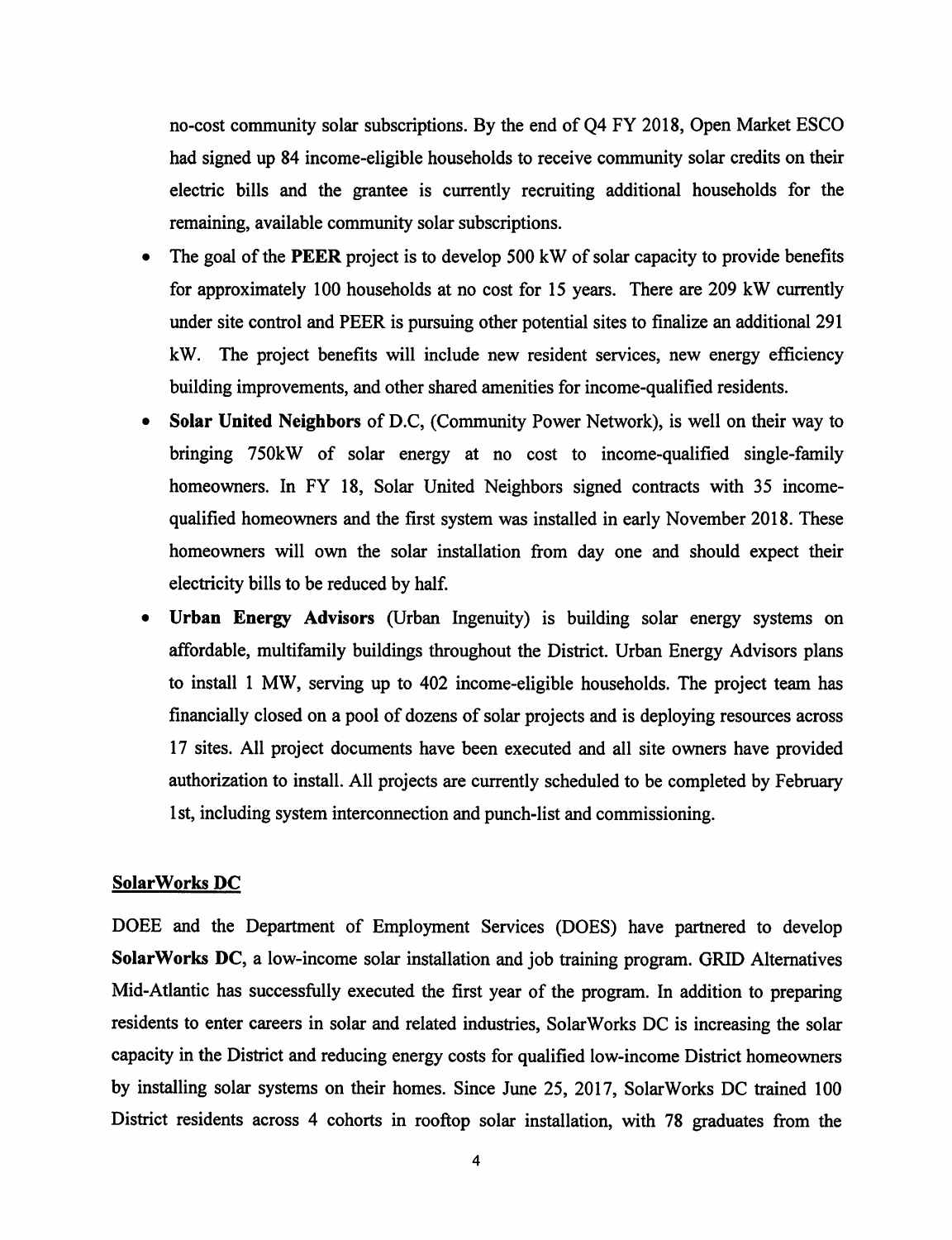no-cost community solar subscriptions. By the end of Q4 FY 2018, Open Market ESCO had signed up 84 income-eligible households to receive community solar credits on their electric bills and the grantee is currently recruiting additional households for the remaining, available community solar subscriptions.

- The goal of the **PEER** project is to develop 500 kW of solar capacity to provide benefits for approximately 100 households at no cost for 15 years. There are 209 kW currently under site control and PEER is pursuing other potential sites to finalize an additional 291 kW. The project benefits will include new resident services, new energy efficiency building improvements, and other shared amenities for income-qualified residents.
- **Solar United Neighbors** of D.C, (Community Power Network), is well on their way to bringing 750kW of solar energy at no cost to income-qualified single-family homeowners. In FY 18, Solar United Neighbors signed contracts with 35 income-qualified homeowners and the first system was installed in early November 2018. These homeowners will own the solar installation from day one and should expect their electricity bills to be reduced by half.
- **Urban Energy Advisors** (Urban Ingenuity) is building solar energy systems on affordable, multifamily buildings throughout the District. Urban Energy Advisors plans to install 1 MW, serving up to 402 income-eligible households. The project team has financially closed on a pool of dozens of solar projects and is deploying resources across 17 sites. All project documents have been executed and all site owners have provided authorization to install. All projects are currently scheduled to be completed by February 1st, including system interconnection and punch-list and commissioning.

## SolarWorks DC

DOEE and the Department of Employment Services (DOES) have partnered to develop **SolarWorks DC**, a low-income solar installation and job training program. GRID Alternatives Mid-Atlantic has successfully executed the first year of the program. In addition to preparing residents to enter careers in solar and related industries, SolarWorks DC is increasing the solar capacity in the District and reducing energy costs for qualified low-income District homeowners by installing solar systems on their homes. Since June 25, 2017, SolarWorks DC trained 100 District residents across 4 cohorts in rooftop solar installation, with 78 graduates from the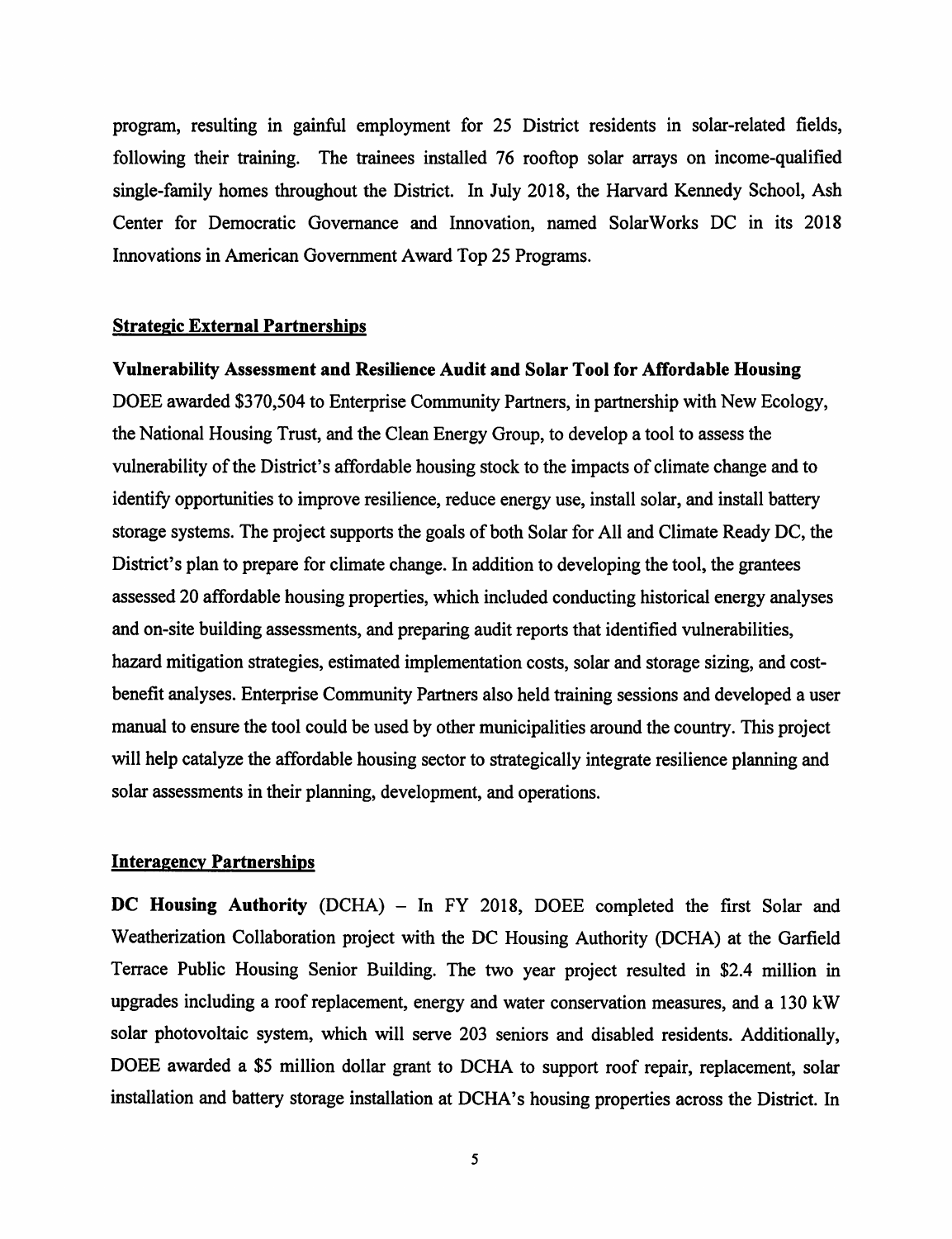program, resulting in gainful employment for 25 District residents in solar-related fields, following their training. The trainees installed 76 rooftop solar arrays on income-qualified single-family homes throughout the District. In July 2018, the Harvard Kennedy School, Ash Center for Democratic Governance and Innovation, named SolarWorks DC in its 2018 Innovations in American Government Award Top 25 Programs.

## Strategic External Partnerships

**Vulnerability Assessment and Resilience Audit and Solar Tool for Affordable Housing**

DOEE awarded $370,504 to Enterprise Community Partners, in partnership with New Ecology, the National Housing Trust, and the Clean Energy Group, to develop a tool to assess the vulnerability of the District's affordable housing stock to the impacts of climate change and to identify opportunities to improve resilience, reduce energy use, install solar, and install battery storage systems. The project supports the goals of both Solar for All and Climate Ready DC, the District's plan to prepare for climate change. In addition to developing the tool, the grantees assessed 20 affordable housing properties, which included conducting historical energy analyses and on-site building assessments, and preparing audit reports that identified vulnerabilities, hazard mitigation strategies, estimated implementation costs, solar and storage sizing, and cost-benefit analyses. Enterprise Community Partners also held training sessions and developed a user manual to ensure the tool could be used by other municipalities around the country. This project will help catalyze the affordable housing sector to strategically integrate resilience planning and solar assessments in their planning, development, and operations.

## Interagency Partnerships

**DC Housing Authority** (DCHA) – In FY 2018, DOEE completed the first Solar and Weatherization Collaboration project with the DC Housing Authority (DCHA) at the Garfield Terrace Public Housing Senior Building. The two year project resulted in $2.4 million in upgrades including a roof replacement, energy and water conservation measures, and a 130 kW solar photovoltaic system, which will serve 203 seniors and disabled residents. Additionally, DOEE awarded a $5 million dollar grant to DCHA to support roof repair, replacement, solar installation and battery storage installation at DCHA's housing properties across the District. In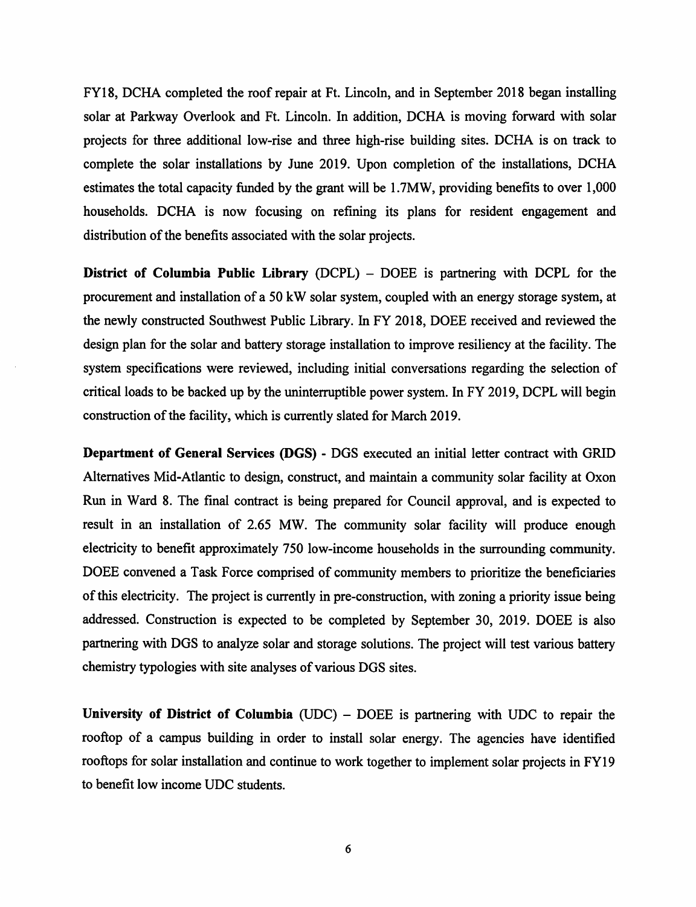FY18, DCHA completed the roof repair at Ft. Lincoln, and in September 2018 began installing solar at Parkway Overlook and Ft. Lincoln. In addition, DCHA is moving forward with solar projects for three additional low-rise and three high-rise building sites. DCHA is on track to complete the solar installations by June 2019. Upon completion of the installations, DCHA estimates the total capacity funded by the grant will be 1.7MW, providing benefits to over 1,000 households. DCHA is now focusing on refining its plans for resident engagement and distribution of the benefits associated with the solar projects.

**District of Columbia Public Library** (DCPL) – DOEE is partnering with DCPL for the procurement and installation of a 50 kW solar system, coupled with an energy storage system, at the newly constructed Southwest Public Library. In FY 2018, DOEE received and reviewed the design plan for the solar and battery storage installation to improve resiliency at the facility. The system specifications were reviewed, including initial conversations regarding the selection of critical loads to be backed up by the uninterruptible power system. In FY 2019, DCPL will begin construction of the facility, which is currently slated for March 2019.

**Department of General Services (DGS)** - DGS executed an initial letter contract with GRID Alternatives Mid-Atlantic to design, construct, and maintain a community solar facility at Oxon Run in Ward 8. The final contract is being prepared for Council approval, and is expected to result in an installation of 2.65 MW. The community solar facility will produce enough electricity to benefit approximately 750 low-income households in the surrounding community. DOEE convened a Task Force comprised of community members to prioritize the beneficiaries of this electricity. The project is currently in pre-construction, with zoning a priority issue being addressed. Construction is expected to be completed by September 30, 2019. DOEE is also partnering with DGS to analyze solar and storage solutions. The project will test various battery chemistry typologies with site analyses of various DGS sites.

**University of District of Columbia** (UDC) – DOEE is partnering with UDC to repair the rooftop of a campus building in order to install solar energy. The agencies have identified rooftops for solar installation and continue to work together to implement solar projects in FY19 to benefit low income UDC students.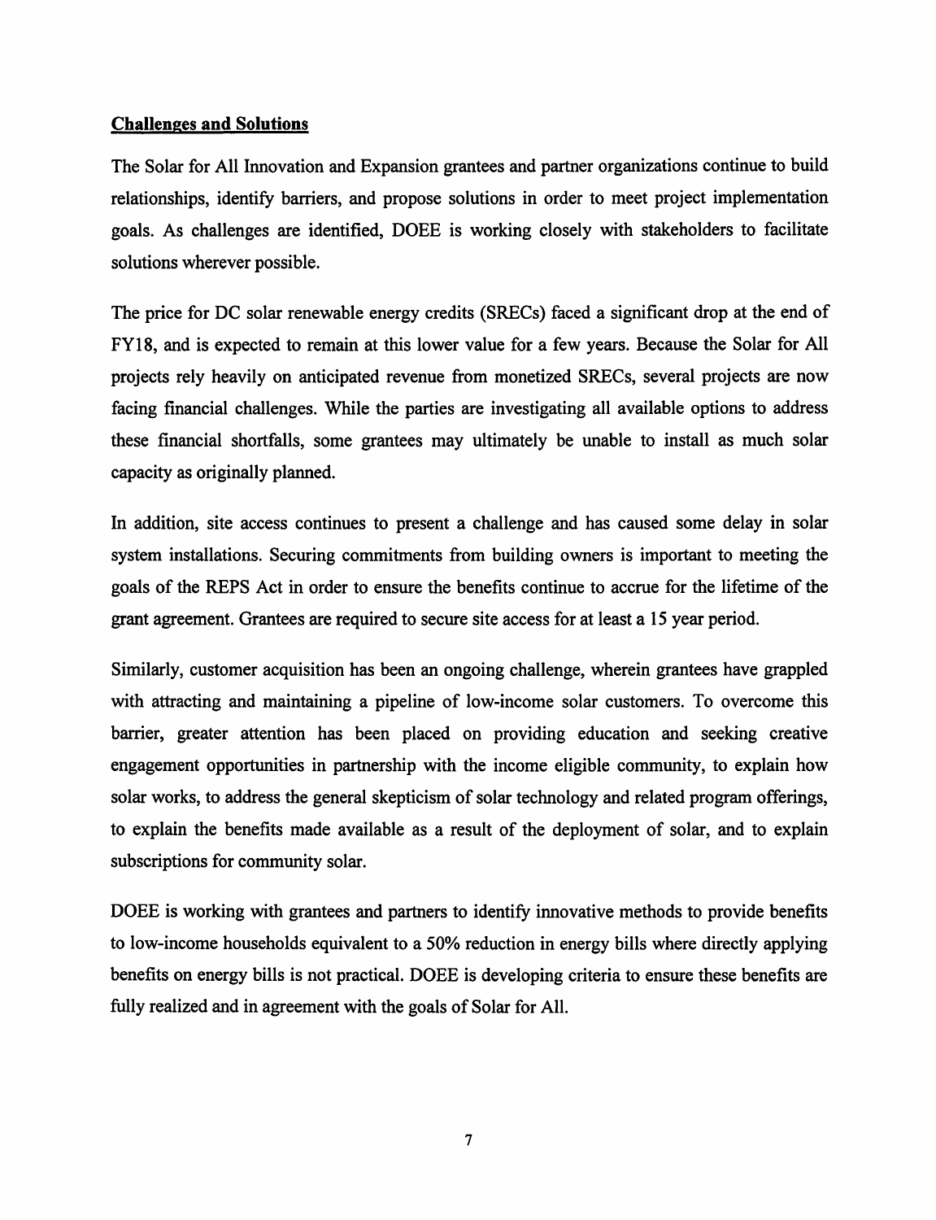## Challenges and Solutions

The Solar for All Innovation and Expansion grantees and partner organizations continue to build relationships, identify barriers, and propose solutions in order to meet project implementation goals. As challenges are identified, DOEE is working closely with stakeholders to facilitate solutions wherever possible.

The price for DC solar renewable energy credits (SRECs) faced a significant drop at the end of FY18, and is expected to remain at this lower value for a few years. Because the Solar for All projects rely heavily on anticipated revenue from monetized SRECs, several projects are now facing financial challenges. While the parties are investigating all available options to address these financial shortfalls, some grantees may ultimately be unable to install as much solar capacity as originally planned.

In addition, site access continues to present a challenge and has caused some delay in solar system installations. Securing commitments from building owners is important to meeting the goals of the REPS Act in order to ensure the benefits continue to accrue for the lifetime of the grant agreement. Grantees are required to secure site access for at least a 15 year period.

Similarly, customer acquisition has been an ongoing challenge, wherein grantees have grappled with attracting and maintaining a pipeline of low-income solar customers. To overcome this barrier, greater attention has been placed on providing education and seeking creative engagement opportunities in partnership with the income eligible community, to explain how solar works, to address the general skepticism of solar technology and related program offerings, to explain the benefits made available as a result of the deployment of solar, and to explain subscriptions for community solar.

DOEE is working with grantees and partners to identify innovative methods to provide benefits to low-income households equivalent to a 50% reduction in energy bills where directly applying benefits on energy bills is not practical. DOEE is developing criteria to ensure these benefits are fully realized and in agreement with the goals of Solar for All.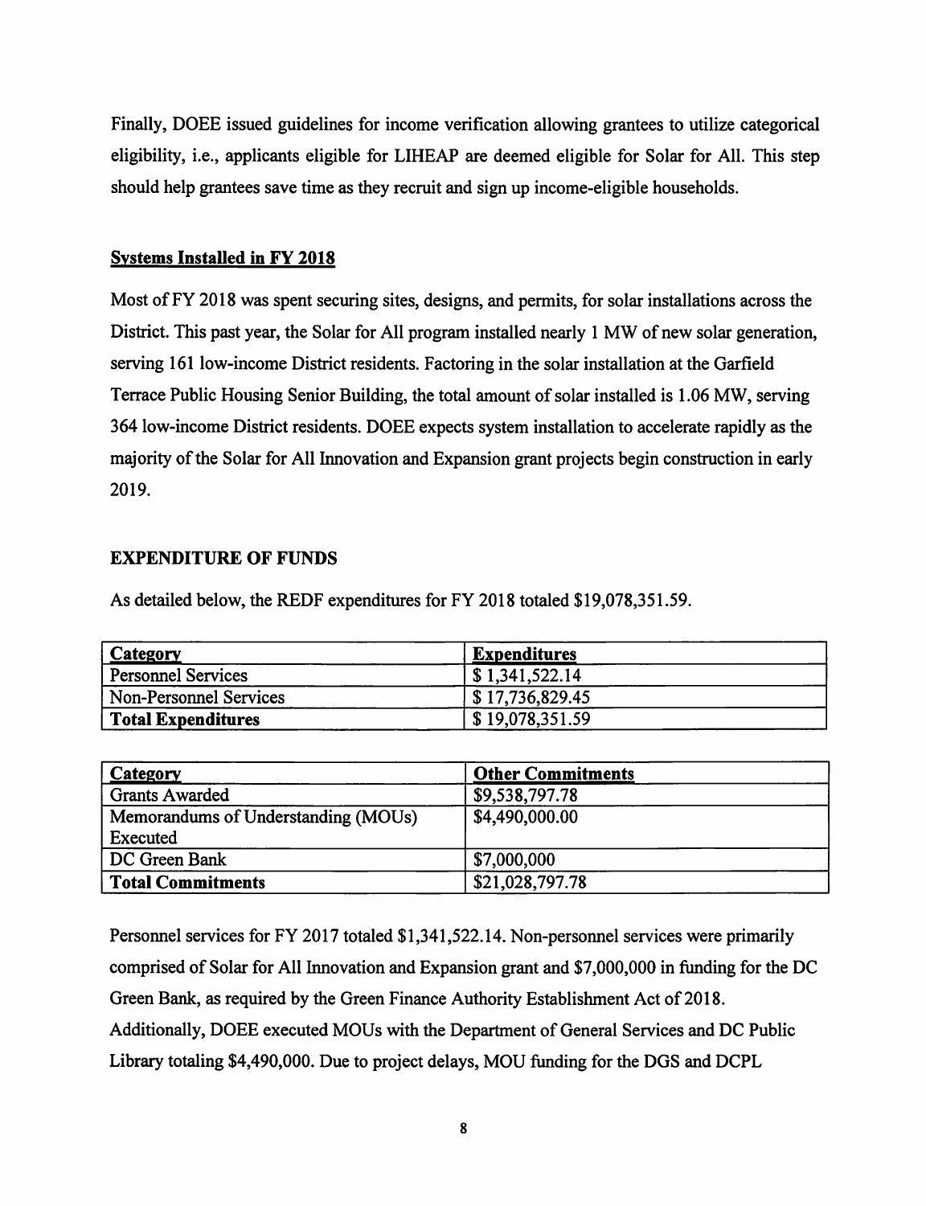Finally, DOEE issued guidelines for income verification allowing grantees to utilize categorical eligibility, i.e., applicants eligible for LIHEAP are deemed eligible for Solar for All. This step should help grantees save time as they recruit and sign up income-eligible households.

### Systems Installed in FY 2018

Most of FY 2018 was spent securing sites, designs, and permits, for solar installations across the District. This past year, the Solar for All program installed nearly 1 MW of new solar generation, serving 161 low-income District residents. Factoring in the solar installation at the Garfield Terrace Public Housing Senior Building, the total amount of solar installed is 1.06 MW, serving 364 low-income District residents. DOEE expects system installation to accelerate rapidly as the majority of the Solar for All Innovation and Expansion grant projects begin construction in early 2019.

## EXPENDITURE OF FUNDS

As detailed below, the REDF expenditures for FY 2018 totaled $19,078,351.59.

| Category | Expenditures |
|---|---|
| Personnel Services | $ 1,341,522.14 |
| Non-Personnel Services | $ 17,736,829.45 |
| **Total Expenditures** | $ 19,078,351.59 |

| Category | Other Commitments |
|---|---|
| Grants Awarded | $9,538,797.78 |
| Memorandums of Understanding (MOUs) Executed | $4,490,000.00 |
| DC Green Bank | $7,000,000 |
| **Total Commitments** | $21,028,797.78 |

Personnel services for FY 2017 totaled $1,341,522.14. Non-personnel services were primarily comprised of Solar for All Innovation and Expansion grant and $7,000,000 in funding for the DC Green Bank, as required by the Green Finance Authority Establishment Act of 2018. Additionally, DOEE executed MOUs with the Department of General Services and DC Public Library totaling $4,490,000. Due to project delays, MOU funding for the DGS and DCPL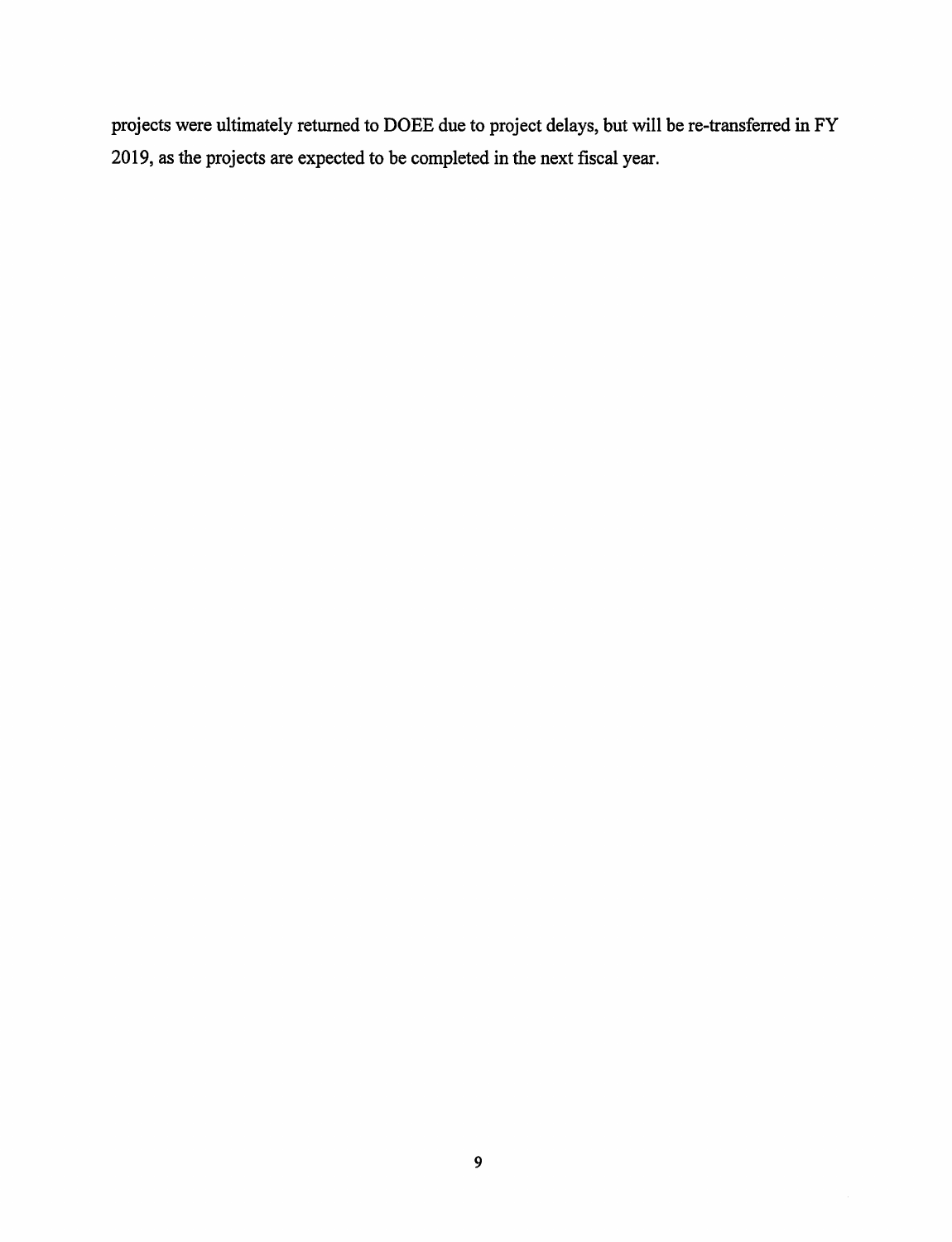projects were ultimately returned to DOEE due to project delays, but will be re-transferred in FY 2019, as the projects are expected to be completed in the next fiscal year.